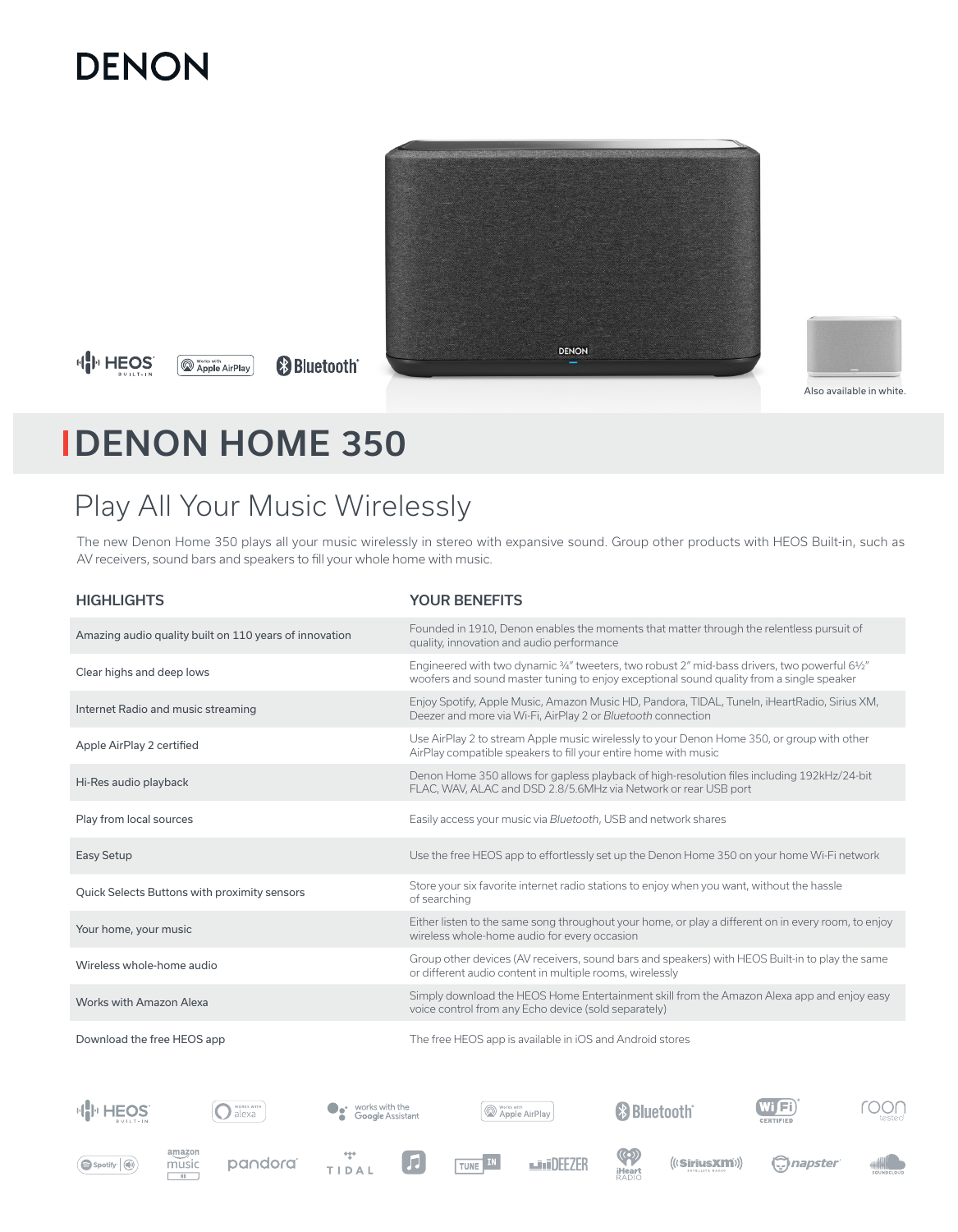# DENON

HEOS BUILT-IN | Works with Apple AirPlay | Bluetooth

Also available in white.

# DENON HOME 350

## Play All Your Music Wirelessly

The new Denon Home 350 plays all your music wirelessly in stereo with expansive sound. Group other products with HEOS Built-in, such as AV receivers, sound bars and speakers to fill your whole home with music.

| HIGHLIGHTS | YOUR BENEFITS |
|---|---|
| Amazing audio quality built on 110 years of innovation | Founded in 1910, Denon enables the moments that matter through the relentless pursuit of quality, innovation and audio performance |
| Clear highs and deep lows | Engineered with two dynamic ¾" tweeters, two robust 2" mid-bass drivers, two powerful 6½" woofers and sound master tuning to enjoy exceptional sound quality from a single speaker |
| Internet Radio and music streaming | Enjoy Spotify, Apple Music, Amazon Music HD, Pandora, TIDAL, TuneIn, iHeartRadio, Sirius XM, Deezer and more via Wi-Fi, AirPlay 2 or *Bluetooth* connection |
| Apple AirPlay 2 certified | Use AirPlay 2 to stream Apple music wirelessly to your Denon Home 350, or group with other AirPlay compatible speakers to fill your entire home with music |
| Hi-Res audio playback | Denon Home 350 allows for gapless playback of high-resolution files including 192kHz/24-bit FLAC, WAV, ALAC and DSD 2.8/5.6MHz via Network or rear USB port |
| Play from local sources | Easily access your music via *Bluetooth*, USB and network shares |
| Easy Setup | Use the free HEOS app to effortlessly set up the Denon Home 350 on your home Wi-Fi network |
| Quick Selects Buttons with proximity sensors | Store your six favorite internet radio stations to enjoy when you want, without the hassle of searching |
| Your home, your music | Either listen to the same song throughout your home, or play a different on in every room, to enjoy wireless whole-home audio for every occasion |
| Wireless whole-home audio | Group other devices (AV receivers, sound bars and speakers) with HEOS Built-in to play the same or different audio content in multiple rooms, wirelessly |
| Works with Amazon Alexa | Simply download the HEOS Home Entertainment skill from the Amazon Alexa app and enjoy easy voice control from any Echo device (sold separately) |
| Download the free HEOS app | The free HEOS app is available in iOS and Android stores |

HEOS BUILT-IN | Works with alexa | works with the Google Assistant | Works with Apple AirPlay | Bluetooth | Wi-Fi CERTIFIED | roon tested

Spotify | amazon music | pandora | TIDAL | Apple Music | TuneIn | DEEZER | iHeart RADIO | SiriusXM | napster | SoundCloud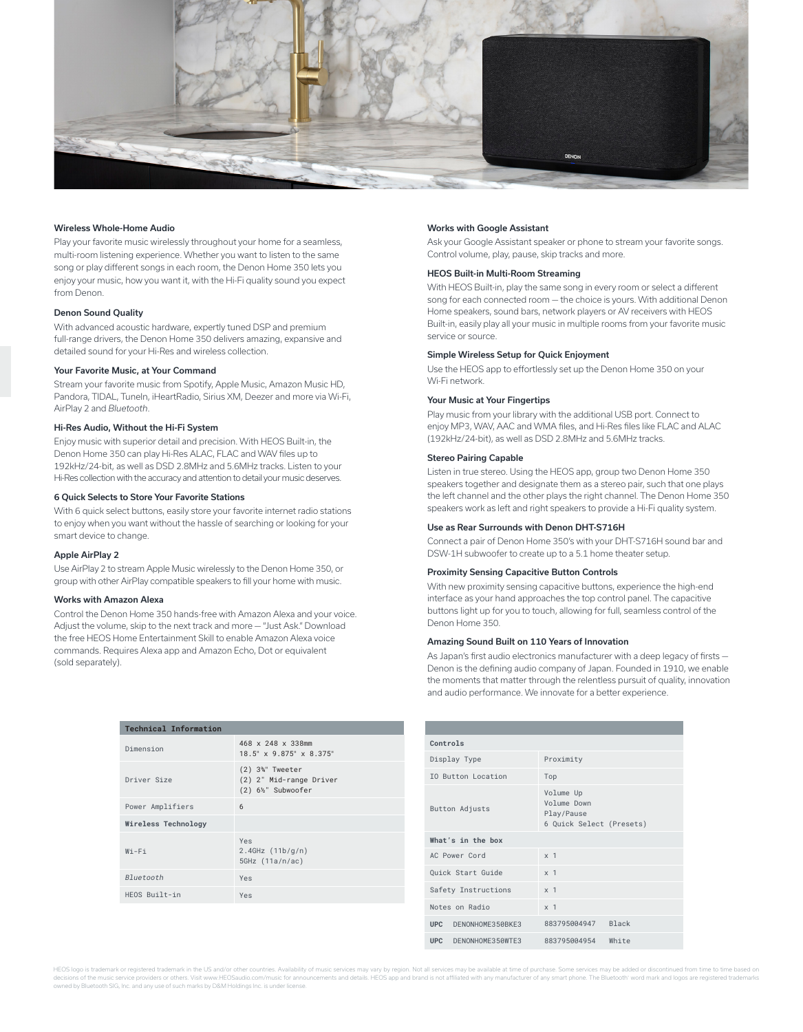### Wireless Whole-Home Audio

Play your favorite music wirelessly throughout your home for a seamless, multi-room listening experience. Whether you want to listen to the same song or play different songs in each room, the Denon Home 350 lets you enjoy your music, how you want it, with the Hi-Fi quality sound you expect from Denon.

### Denon Sound Quality

With advanced acoustic hardware, expertly tuned DSP and premium full-range drivers, the Denon Home 350 delivers amazing, expansive and detailed sound for your Hi-Res and wireless collection.

### Your Favorite Music, at Your Command

Stream your favorite music from Spotify, Apple Music, Amazon Music HD, Pandora, TIDAL, TuneIn, iHeartRadio, Sirius XM, Deezer and more via Wi-Fi, AirPlay 2 and *Bluetooth*.

### Hi-Res Audio, Without the Hi-Fi System

Enjoy music with superior detail and precision. With HEOS Built-in, the Denon Home 350 can play Hi-Res ALAC, FLAC and WAV files up to 192kHz/24-bit, as well as DSD 2.8MHz and 5.6MHz tracks. Listen to your Hi-Res collection with the accuracy and attention to detail your music deserves.

### 6 Quick Selects to Store Your Favorite Stations

With 6 quick select buttons, easily store your favorite internet radio stations to enjoy when you want without the hassle of searching or looking for your smart device to change.

### Apple AirPlay 2

Use AirPlay 2 to stream Apple Music wirelessly to the Denon Home 350, or group with other AirPlay compatible speakers to fill your home with music.

### Works with Amazon Alexa

Control the Denon Home 350 hands-free with Amazon Alexa and your voice. Adjust the volume, skip to the next track and more — "Just Ask." Download the free HEOS Home Entertainment Skill to enable Amazon Alexa voice commands. Requires Alexa app and Amazon Echo, Dot or equivalent (sold separately).

### Works with Google Assistant

Ask your Google Assistant speaker or phone to stream your favorite songs. Control volume, play, pause, skip tracks and more.

### HEOS Built-in Multi-Room Streaming

With HEOS Built-in, play the same song in every room or select a different song for each connected room — the choice is yours. With additional Denon Home speakers, sound bars, network players or AV receivers with HEOS Built-in, easily play all your music in multiple rooms from your favorite music service or source.

### Simple Wireless Setup for Quick Enjoyment

Use the HEOS app to effortlessly set up the Denon Home 350 on your Wi-Fi network.

### Your Music at Your Fingertips

Play music from your library with the additional USB port. Connect to enjoy MP3, WAV, AAC and WMA files, and Hi-Res files like FLAC and ALAC (192kHz/24-bit), as well as DSD 2.8MHz and 5.6MHz tracks.

### Stereo Pairing Capable

Listen in true stereo. Using the HEOS app, group two Denon Home 350 speakers together and designate them as a stereo pair, such that one plays the left channel and the other plays the right channel. The Denon Home 350 speakers work as left and right speakers to provide a Hi-Fi quality system.

### Use as Rear Surrounds with Denon DHT-S716H

Connect a pair of Denon Home 350's with your DHT-S716H sound bar and DSW-1H subwoofer to create up to a 5.1 home theater setup.

### Proximity Sensing Capacitive Button Controls

With new proximity sensing capacitive buttons, experience the high-end interface as your hand approaches the top control panel. The capacitive buttons light up for you to touch, allowing for full, seamless control of the Denon Home 350.

### Amazing Sound Built on 110 Years of Innovation

As Japan's first audio electronics manufacturer with a deep legacy of firsts — Denon is the defining audio company of Japan. Founded in 1910, we enable the moments that matter through the relentless pursuit of quality, innovation and audio performance. We innovate for a better experience.

| **Technical Information** | |
|---|---|
| Dimension | 468 x 248 x 338mm<br>18.5" x 9.875" x 8.375" |
| Driver Size | (2) 3⁄4" Tweeter<br>(2) 2" Mid-range Driver<br>(2) 6½" Subwoofer |
| Power Amplifiers | 6 |
| **Wireless Technology** | |
| Wi-Fi | Yes<br>2.4GHz (11b/g/n)<br>5GHz (11a/n/ac) |
| *Bluetooth* | Yes |
| HEOS Built-in | Yes |

| | |
|---|---|
| **Controls** | |
| Display Type | Proximity |
| IO Button Location | Top |
| Button Adjusts | Volume Up<br>Volume Down<br>Play/Pause<br>6 Quick Select (Presets) |
| **What's in the box** | |
| AC Power Cord | x 1 |
| Quick Start Guide | x 1 |
| Safety Instructions | x 1 |
| Notes on Radio | x 1 |
| **UPC** DENONHOME350BKE3 | 883795004947 Black |
| **UPC** DENONHOME350WTE3 | 883795004954 White |

HEOS logo is trademark or registered trademark in the US and/or other countries. Availability of music services may vary by region. Not all services may be available at time of purchase. Some services may be added or discontinued from time to time based on decisions of the music service providers or others. Visit www.HEOSaudio.com/music for announcements and details. HEOS app and brand is not affiliated with any manufacturer of any smart phone. The Bluetooth® word mark and logos are registered trademarks owned by Bluetooth SIG, Inc. and any use of such marks by D&M Holdings Inc. is under license.